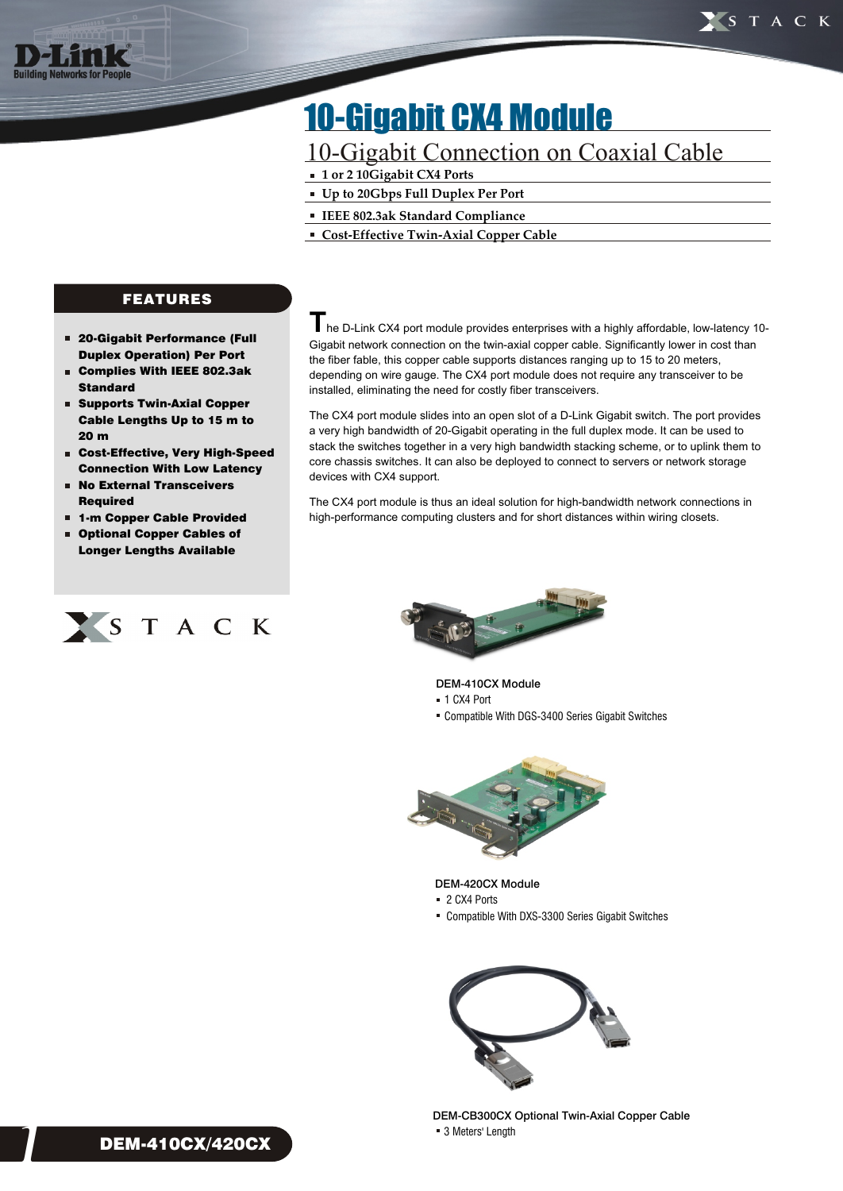# 10-Gigabit CX4 Module

## 10-Gigabit Connection on Coaxial Cable

- 1 or 2 10Gigabit CX4 Ports
- Up to 20Gbps Full Duplex Per Port
- IEEE 802.3ak Standard Compliance
- Cost-Effective Twin-Axial Copper Cable

### FEATURES

- **20-Gigabit Performance (Full Duplex Operation) Per Port**
- **Complies With IEEE 802.3ak Standard**
- **Supports Twin-Axial Copper Cable Lengths Up to 15 m to 20 m**
- **Cost-Effective, Very High-Speed Connection With Low Latency**
- **No External Transceivers Required**
- **1-m Copper Cable Provided**
- **Optional Copper Cables of Longer Lengths Available**

The D-Link CX4 port module provides enterprises with a highly affordable, low-latency 10-Gigabit network connection on the twin-axial copper cable. Significantly lower in cost than the fiber fable, this copper cable supports distances ranging up to 15 to 20 meters, depending on wire gauge. The CX4 port module does not require any transceiver to be installed, eliminating the need for costly fiber transceivers.

The CX4 port module slides into an open slot of a D-Link Gigabit switch. The port provides a very high bandwidth of 20-Gigabit operating in the full duplex mode. It can be used to stack the switches together in a very high bandwidth stacking scheme, or to uplink them to core chassis switches. It can also be deployed to connect to servers or network storage devices with CX4 support.

The CX4 port module is thus an ideal solution for high-bandwidth network connections in high-performance computing clusters and for short distances within wiring closets.

DEM-410CX Module
- 1 CX4 Port
- Compatible With DGS-3400 Series Gigabit Switches

DEM-420CX Module
- 2 CX4 Ports
- Compatible With DXS-3300 Series Gigabit Switches

DEM-CB300CX Optional Twin-Axial Copper Cable
- 3 Meters' Length

**DEM-410CX/420CX**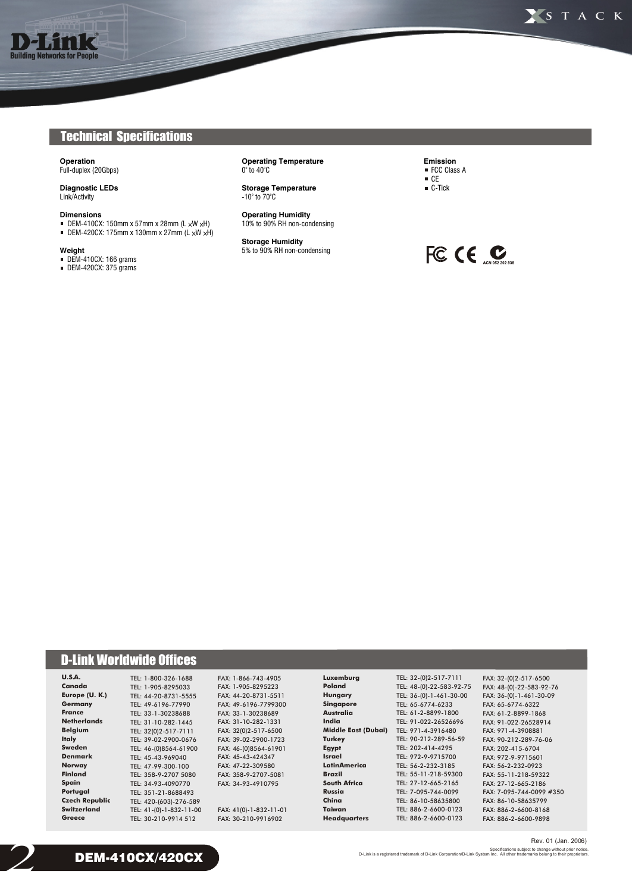## Technical Specifications

**Operation**
Full-duplex (20Gbps)

**Diagnostic LEDs**
Link/Activity

**Dimensions**
- DEM-410CX: 150mm x 57mm x 28mm (L x W x H)
- DEM-420CX: 175mm x 130mm x 27mm (L x W x H)

**Weight**
- DEM-410CX: 166 grams
- DEM-420CX: 375 grams

**Operating Temperature**
0° to 40°C

**Storage Temperature**
-10° to 70°C

**Operating Humidity**
10% to 90% RH non-condensing

**Storage Humidity**
5% to 90% RH non-condensing

**Emission**
- FCC Class A
- CE
- C-Tick

ACN 052 202 838

## D-Link Worldwide Offices

| | | |
|---|---|---|
| **U.S.A.** | TEL: 1-800-326-1688 | FAX: 1-866-743-4905 |
| **Canada** | TEL: 1-905-8295033 | FAX: 1-905-8295223 |
| **Europe (U. K.)** | TEL: 44-20-8731-5555 | FAX: 44-20-8731-5511 |
| **Germany** | TEL: 49-6196-77990 | FAX: 49-6196-7799300 |
| **France** | TEL: 33-1-30238688 | FAX: 33-1-30238689 |
| **Netherlands** | TEL: 31-10-282-1445 | FAX: 31-10-282-1331 |
| **Belgium** | TEL: 32(0)2-517-7111 | FAX: 32(0)2-517-6500 |
| **Italy** | TEL: 39-02-2900-0676 | FAX: 39-02-2900-1723 |
| **Sweden** | TEL: 46-(0)8564-61900 | FAX: 46-(0)8564-61901 |
| **Denmark** | TEL: 45-43-969040 | FAX: 45-43-424347 |
| **Norway** | TEL: 47-99-300-100 | FAX: 47-22-309580 |
| **Finland** | TEL: 358-9-2707 5080 | FAX: 358-9-2707-5081 |
| **Spain** | TEL: 34-93-4090770 | FAX: 34-93-4910795 |
| **Portugal** | TEL: 351-21-8688493 | |
| **Czech Republic** | TEL: 420-(603)-276-589 | |
| **Switzerland** | TEL: 41-(0)-1-832-11-00 | FAX: 41(0)-1-832-11-01 |
| **Greece** | TEL: 30-210-9914 512 | FAX: 30-210-9916902 |
| **Luxemburg** | TEL: 32-(0)2-517-7111 | FAX: 32-(0)2-517-6500 |
| **Poland** | TEL: 48-(0)-22-583-92-75 | FAX: 48-(0)-22-583-92-76 |
| **Hungary** | TEL: 36-(0)-1-461-30-00 | FAX: 36-(0)-1-461-30-09 |
| **Singapore** | TEL: 65-6774-6233 | FAX: 65-6774-6322 |
| **Australia** | TEL: 61-2-8899-1800 | FAX: 61-2-8899-1868 |
| **India** | TEL: 91-022-26526696 | FAX: 91-022-26528914 |
| **Middle East (Dubai)** | TEL: 971-4-3916480 | FAX: 971-4-3908881 |
| **Turkey** | TEL: 90-212-289-56-59 | FAX: 90-212-289-76-06 |
| **Egypt** | TEL: 202-414-4295 | FAX: 202-415-6704 |
| **Israel** | TEL: 972-9-9715700 | FAX: 972-9-9715601 |
| **LatinAmerica** | TEL: 56-2-232-3185 | FAX: 56-2-232-0923 |
| **Brazil** | TEL: 55-11-218-59300 | FAX: 55-11-218-59322 |
| **South Africa** | TEL: 27-12-665-2165 | FAX: 27-12-665-2186 |
| **Russia** | TEL: 7-095-744-0099 | FAX: 7-095-744-0099 #350 |
| **China** | TEL: 86-10-58635800 | FAX: 86-10-58635799 |
| **Taiwan** | TEL: 886-2-6600-0123 | FAX: 886-2-6600-8168 |
| **Headquarters** | TEL: 886-2-6600-0123 | FAX: 886-2-6600-9898 |

Rev. 01 (Jan. 2006)

Specifications subject to change without prior notice.
D-Link is a registered trademark of D-Link Corporation/D-Link System Inc. All other trademarks belong to their proprietors.